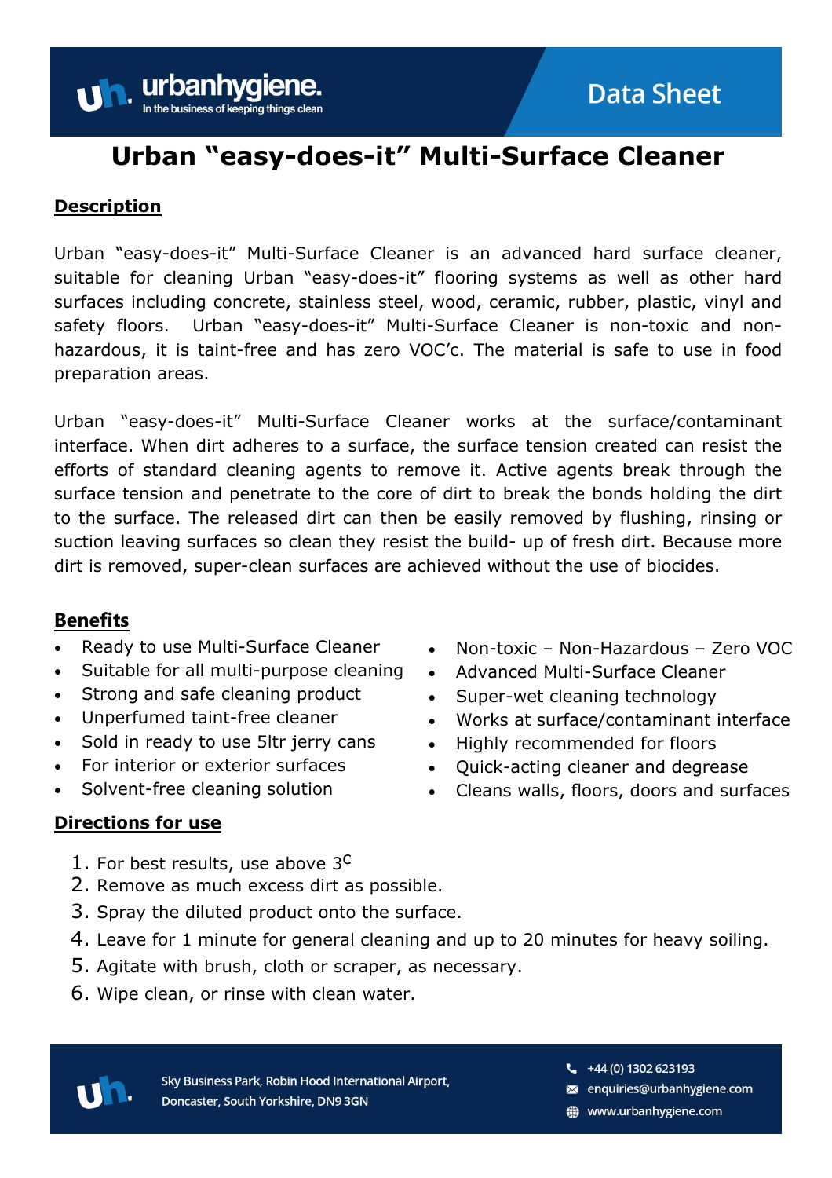# Urban "easy-does-it" Multi-Surface Cleaner

## Description

Urban "easy-does-it" Multi-Surface Cleaner is an advanced hard surface cleaner, suitable for cleaning Urban "easy-does-it" flooring systems as well as other hard surfaces including concrete, stainless steel, wood, ceramic, rubber, plastic, vinyl and safety floors. Urban "easy-does-it" Multi-Surface Cleaner is non-toxic and non-hazardous, it is taint-free and has zero VOC'c. The material is safe to use in food preparation areas.

Urban "easy-does-it" Multi-Surface Cleaner works at the surface/contaminant interface. When dirt adheres to a surface, the surface tension created can resist the efforts of standard cleaning agents to remove it. Active agents break through the surface tension and penetrate to the core of dirt to break the bonds holding the dirt to the surface. The released dirt can then be easily removed by flushing, rinsing or suction leaving surfaces so clean they resist the build- up of fresh dirt. Because more dirt is removed, super-clean surfaces are achieved without the use of biocides.

## Benefits

- Ready to use Multi-Surface Cleaner
- Suitable for all multi-purpose cleaning
- Strong and safe cleaning product
- Unperfumed taint-free cleaner
- Sold in ready to use 5ltr jerry cans
- For interior or exterior surfaces
- Solvent-free cleaning solution
- Non-toxic – Non-Hazardous – Zero VOC
- Advanced Multi-Surface Cleaner
- Super-wet cleaning technology
- Works at surface/contaminant interface
- Highly recommended for floors
- Quick-acting cleaner and degrease
- Cleans walls, floors, doors and surfaces

## Directions for use

1. For best results, use above 3$^{C}$
2. Remove as much excess dirt as possible.
3. Spray the diluted product onto the surface.
4. Leave for 1 minute for general cleaning and up to 20 minutes for heavy soiling.
5. Agitate with brush, cloth or scraper, as necessary.
6. Wipe clean, or rinse with clean water.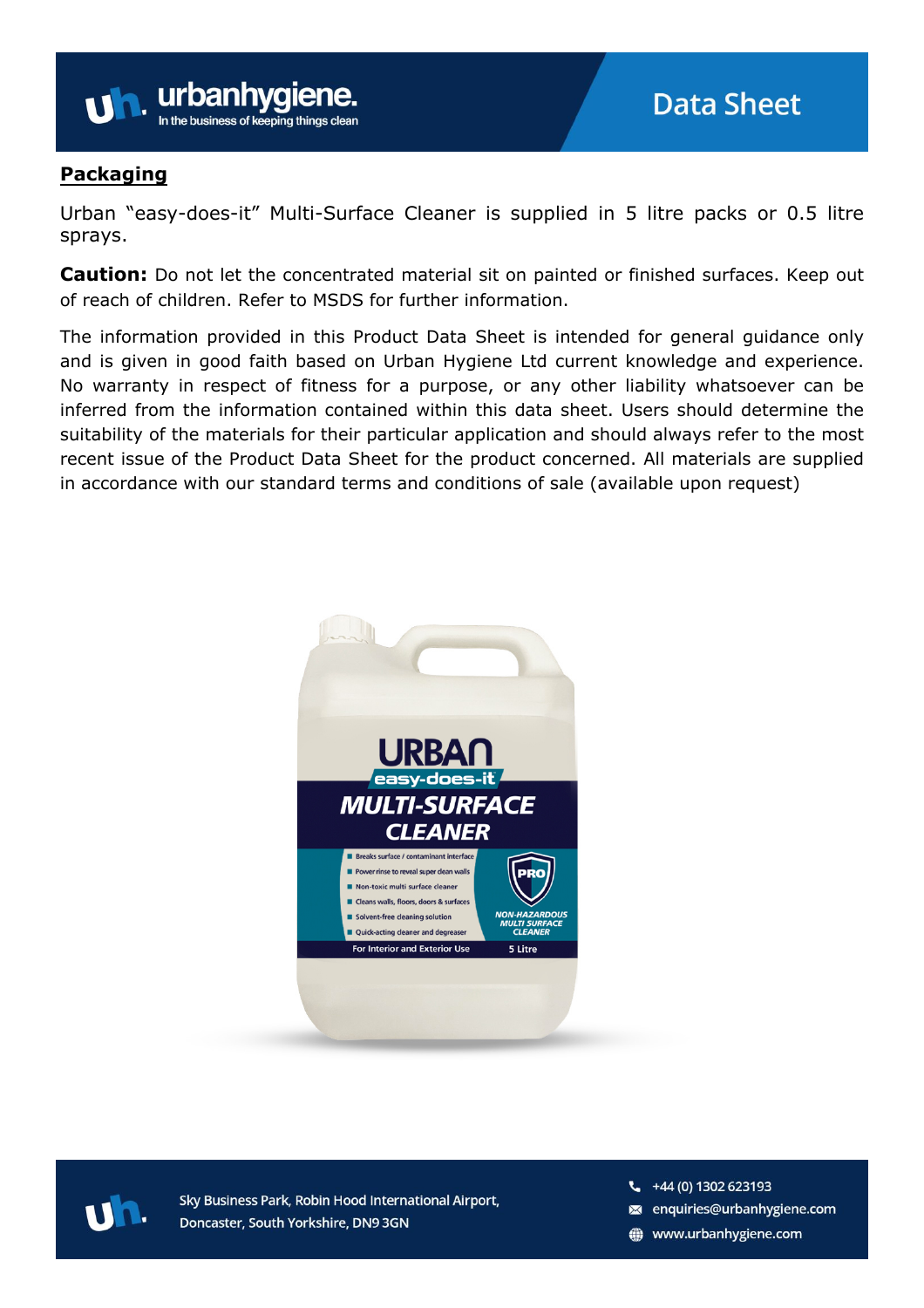## Packaging

Urban "easy-does-it" Multi-Surface Cleaner is supplied in 5 litre packs or 0.5 litre sprays.

**Caution:** Do not let the concentrated material sit on painted or finished surfaces. Keep out of reach of children. Refer to MSDS for further information.

The information provided in this Product Data Sheet is intended for general guidance only and is given in good faith based on Urban Hygiene Ltd current knowledge and experience. No warranty in respect of fitness for a purpose, or any other liability whatsoever can be inferred from the information contained within this data sheet. Users should determine the suitability of the materials for their particular application and should always refer to the most recent issue of the Product Data Sheet for the product concerned. All materials are supplied in accordance with our standard terms and conditions of sale (available upon request)